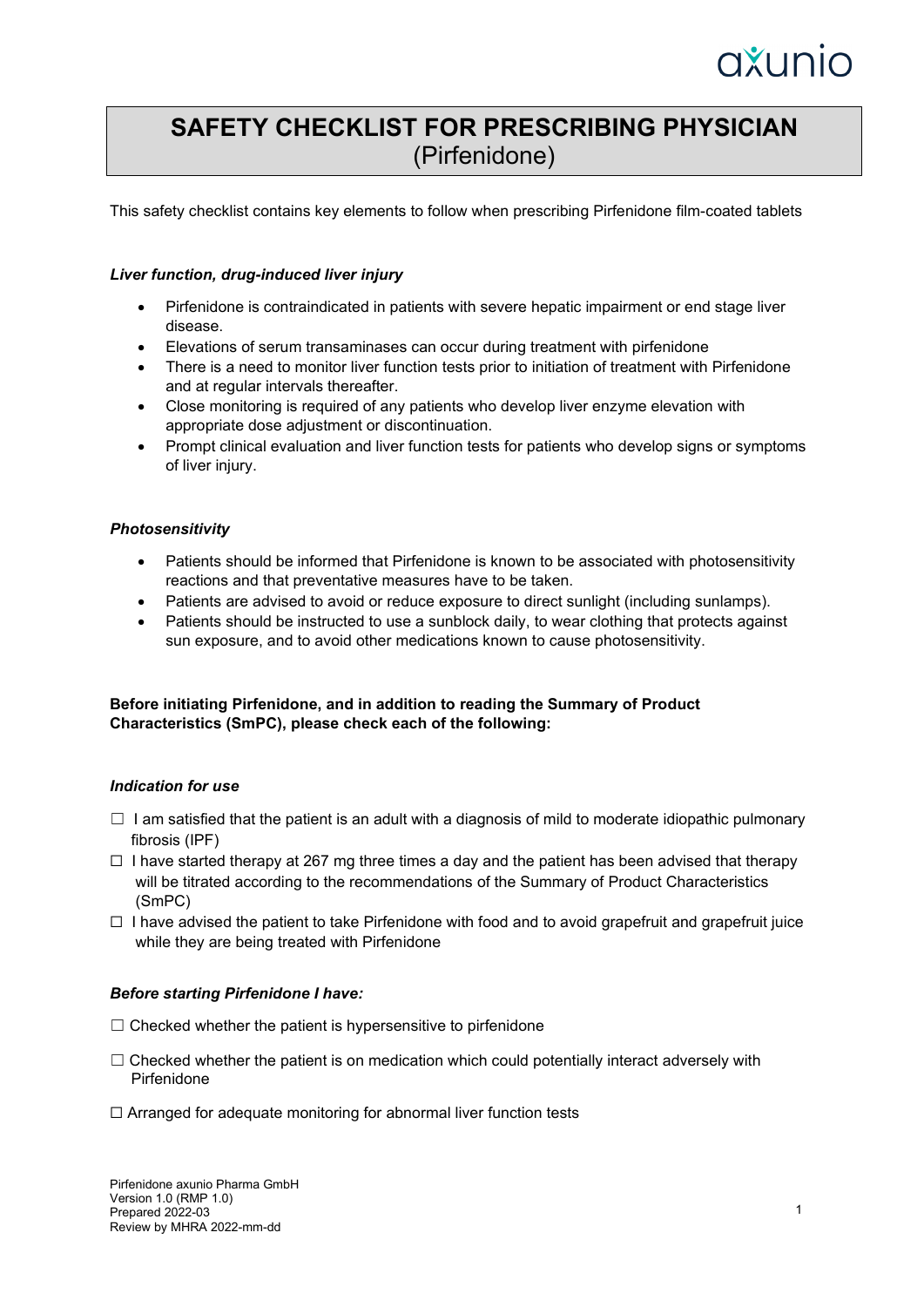# SAFETY CHECKLIST FOR PRESCRIBING PHYSICIAN
(Pirfenidone)

This safety checklist contains key elements to follow when prescribing Pirfenidone film-coated tablets

### *Liver function, drug-induced liver injury*

- Pirfenidone is contraindicated in patients with severe hepatic impairment or end stage liver disease.
- Elevations of serum transaminases can occur during treatment with pirfenidone
- There is a need to monitor liver function tests prior to initiation of treatment with Pirfenidone and at regular intervals thereafter.
- Close monitoring is required of any patients who develop liver enzyme elevation with appropriate dose adjustment or discontinuation.
- Prompt clinical evaluation and liver function tests for patients who develop signs or symptoms of liver injury.

### *Photosensitivity*

- Patients should be informed that Pirfenidone is known to be associated with photosensitivity reactions and that preventative measures have to be taken.
- Patients are advised to avoid or reduce exposure to direct sunlight (including sunlamps).
- Patients should be instructed to use a sunblock daily, to wear clothing that protects against sun exposure, and to avoid other medications known to cause photosensitivity.

**Before initiating Pirfenidone, and in addition to reading the Summary of Product Characteristics (SmPC), please check each of the following:**

### *Indication for use*

☐ I am satisfied that the patient is an adult with a diagnosis of mild to moderate idiopathic pulmonary fibrosis (IPF)

☐ I have started therapy at 267 mg three times a day and the patient has been advised that therapy will be titrated according to the recommendations of the Summary of Product Characteristics (SmPC)

☐ I have advised the patient to take Pirfenidone with food and to avoid grapefruit and grapefruit juice while they are being treated with Pirfenidone

### *Before starting Pirfenidone I have:*

☐ Checked whether the patient is hypersensitive to pirfenidone

☐ Checked whether the patient is on medication which could potentially interact adversely with Pirfenidone

☐ Arranged for adequate monitoring for abnormal liver function tests

Pirfenidone axunio Pharma GmbH
Version 1.0 (RMP 1.0)
Prepared 2022-03
Review by MHRA 2022-mm-dd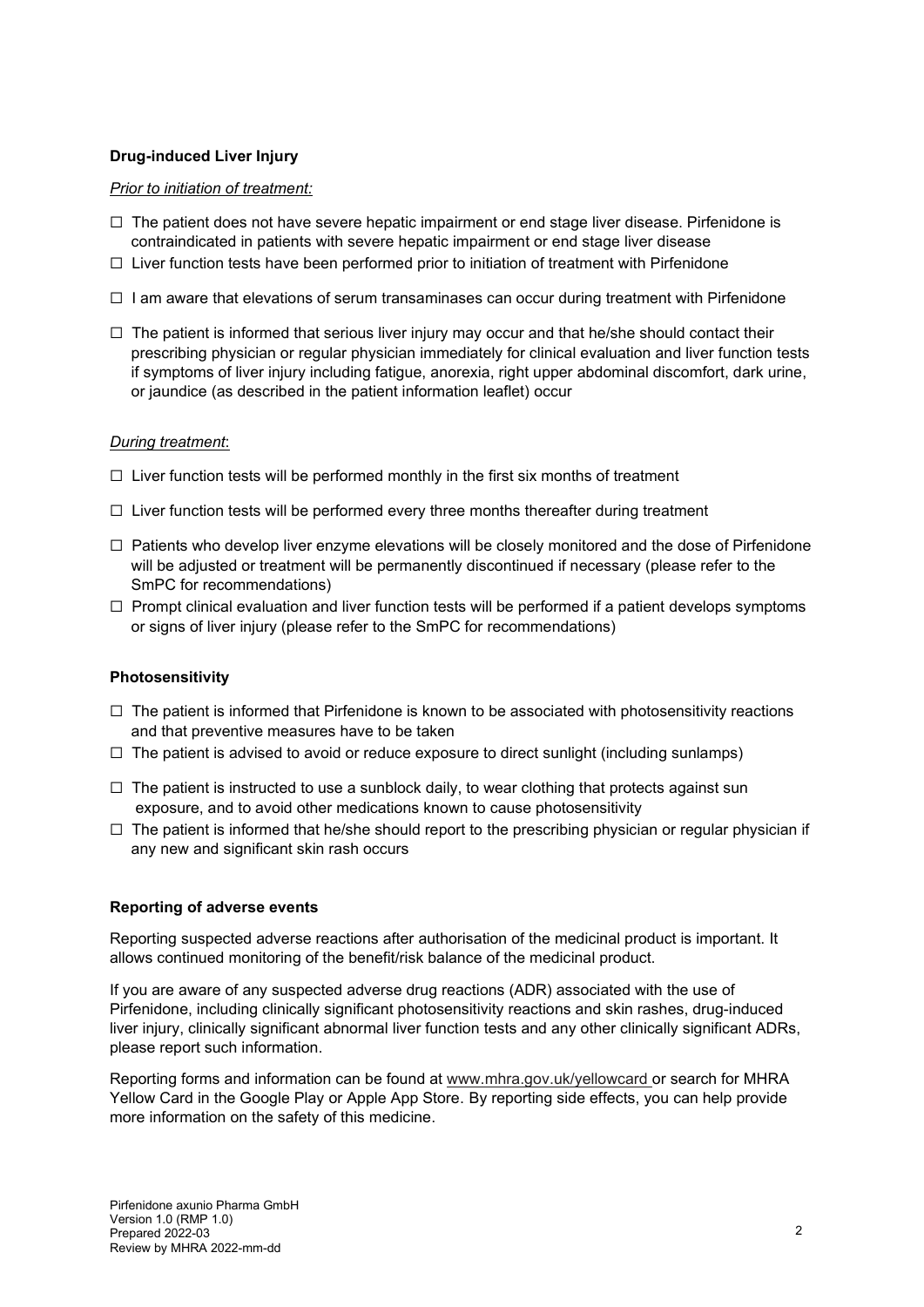**Drug-induced Liver Injury**

*Prior to initiation of treatment:*

☐ The patient does not have severe hepatic impairment or end stage liver disease. Pirfenidone is contraindicated in patients with severe hepatic impairment or end stage liver disease

☐ Liver function tests have been performed prior to initiation of treatment with Pirfenidone

☐ I am aware that elevations of serum transaminases can occur during treatment with Pirfenidone

☐ The patient is informed that serious liver injury may occur and that he/she should contact their prescribing physician or regular physician immediately for clinical evaluation and liver function tests if symptoms of liver injury including fatigue, anorexia, right upper abdominal discomfort, dark urine, or jaundice (as described in the patient information leaflet) occur

*During treatment*:

☐ Liver function tests will be performed monthly in the first six months of treatment

☐ Liver function tests will be performed every three months thereafter during treatment

☐ Patients who develop liver enzyme elevations will be closely monitored and the dose of Pirfenidone will be adjusted or treatment will be permanently discontinued if necessary (please refer to the SmPC for recommendations)

☐ Prompt clinical evaluation and liver function tests will be performed if a patient develops symptoms or signs of liver injury (please refer to the SmPC for recommendations)

**Photosensitivity**

☐ The patient is informed that Pirfenidone is known to be associated with photosensitivity reactions and that preventive measures have to be taken

☐ The patient is advised to avoid or reduce exposure to direct sunlight (including sunlamps)

☐ The patient is instructed to use a sunblock daily, to wear clothing that protects against sun exposure, and to avoid other medications known to cause photosensitivity

☐ The patient is informed that he/she should report to the prescribing physician or regular physician if any new and significant skin rash occurs

**Reporting of adverse events**

Reporting suspected adverse reactions after authorisation of the medicinal product is important. It allows continued monitoring of the benefit/risk balance of the medicinal product.

If you are aware of any suspected adverse drug reactions (ADR) associated with the use of Pirfenidone, including clinically significant photosensitivity reactions and skin rashes, drug-induced liver injury, clinically significant abnormal liver function tests and any other clinically significant ADRs, please report such information.

Reporting forms and information can be found at www.mhra.gov.uk/yellowcard or search for MHRA Yellow Card in the Google Play or Apple App Store. By reporting side effects, you can help provide more information on the safety of this medicine.

Pirfenidone axunio Pharma GmbH
Version 1.0 (RMP 1.0)
Prepared 2022-03
Review by MHRA 2022-mm-dd